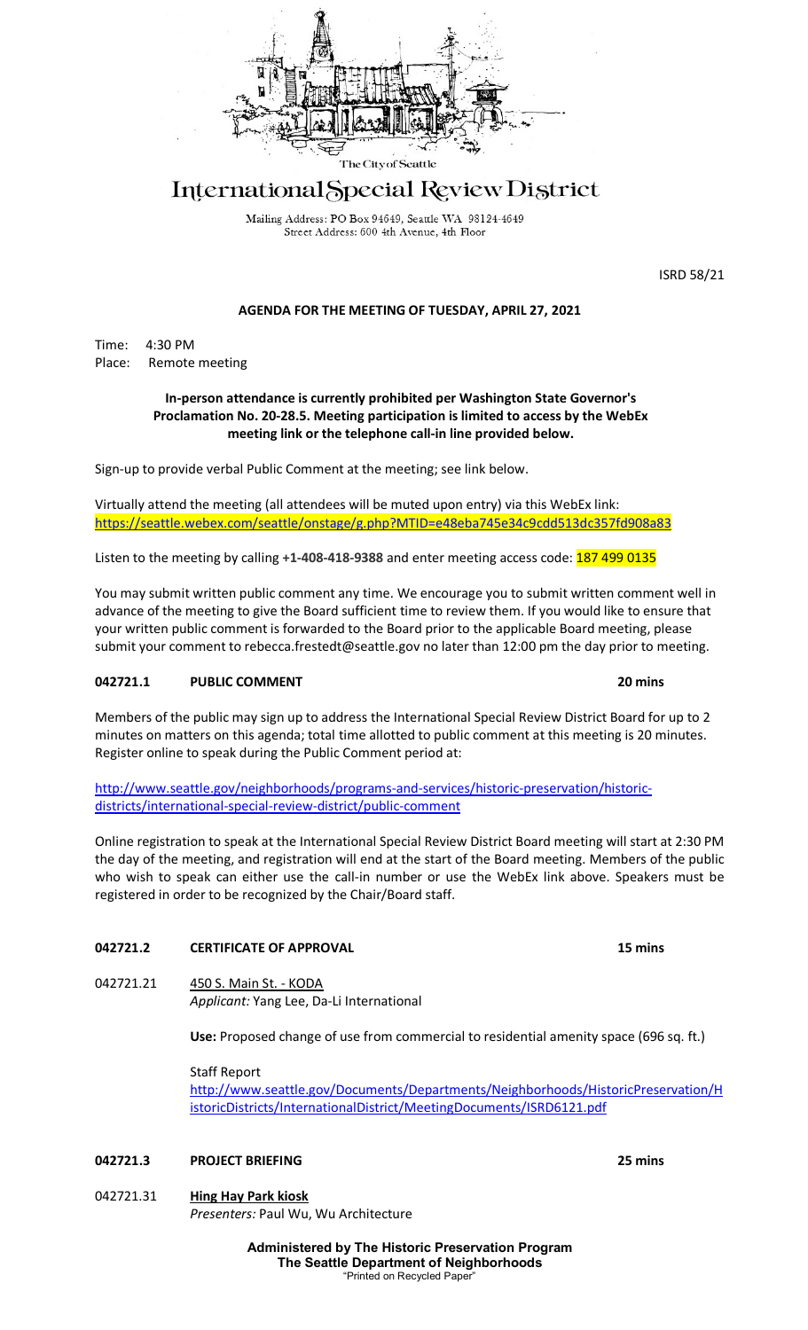The City of Seattle

# International Special Review District

Mailing Address: PO Box 94649, Seattle WA 98124-4649
Street Address: 600 4th Avenue, 4th Floor

ISRD 58/21

## AGENDA FOR THE MEETING OF TUESDAY, APRIL 27, 2021

Time: 4:30 PM
Place: Remote meeting

**In-person attendance is currently prohibited per Washington State Governor's Proclamation No. 20-28.5. Meeting participation is limited to access by the WebEx meeting link or the telephone call-in line provided below.**

Sign-up to provide verbal Public Comment at the meeting; see link below.

Virtually attend the meeting (all attendees will be muted upon entry) via this WebEx link:
https://seattle.webex.com/seattle/onstage/g.php?MTID=e48eba745e34c9cdd513dc357fd908a83

Listen to the meeting by calling **+1-408-418-9388** and enter meeting access code: 187 499 0135

You may submit written public comment any time. We encourage you to submit written comment well in advance of the meeting to give the Board sufficient time to review them. If you would like to ensure that your written public comment is forwarded to the Board prior to the applicable Board meeting, please submit your comment to rebecca.frestedt@seattle.gov no later than 12:00 pm the day prior to meeting.

### 042721.1 PUBLIC COMMENT — 20 mins

Members of the public may sign up to address the International Special Review District Board for up to 2 minutes on matters on this agenda; total time allotted to public comment at this meeting is 20 minutes. Register online to speak during the Public Comment period at:

http://www.seattle.gov/neighborhoods/programs-and-services/historic-preservation/historic-districts/international-special-review-district/public-comment

Online registration to speak at the International Special Review District Board meeting will start at 2:30 PM the day of the meeting, and registration will end at the start of the Board meeting. Members of the public who wish to speak can either use the call-in number or use the WebEx link above. Speakers must be registered in order to be recognized by the Chair/Board staff.

### 042721.2 CERTIFICATE OF APPROVAL — 15 mins

042721.21 450 S. Main St. - KODA
*Applicant:* Yang Lee, Da-Li International

**Use:** Proposed change of use from commercial to residential amenity space (696 sq. ft.)

Staff Report
http://www.seattle.gov/Documents/Departments/Neighborhoods/HistoricPreservation/HistoricDistricts/InternationalDistrict/MeetingDocuments/ISRD6121.pdf

### 042721.3 PROJECT BRIEFING — 25 mins

042721.31 **Hing Hay Park kiosk**
*Presenters:* Paul Wu, Wu Architecture

**Administered by The Historic Preservation Program**
**The Seattle Department of Neighborhoods**
"Printed on Recycled Paper"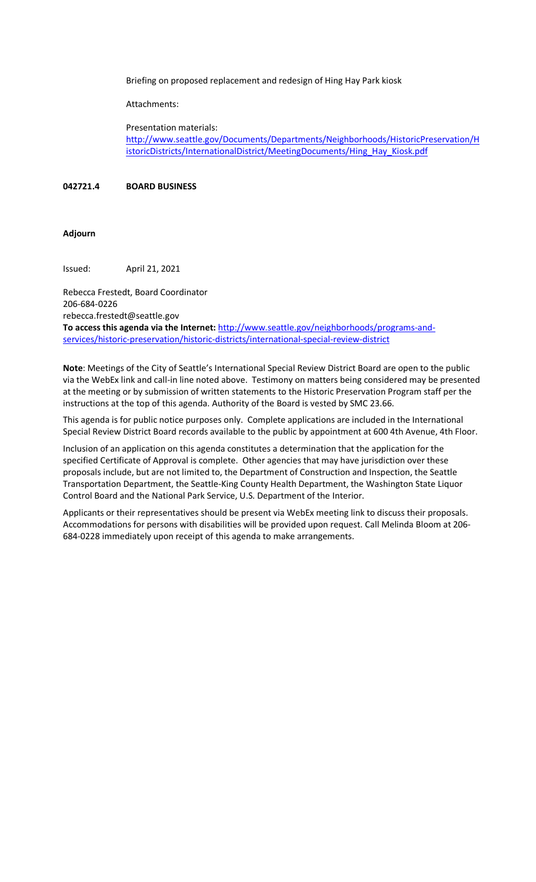Briefing on proposed replacement and redesign of Hing Hay Park kiosk

Attachments:

Presentation materials:
http://www.seattle.gov/Documents/Departments/Neighborhoods/HistoricPreservation/HistoricDistricts/InternationalDistrict/MeetingDocuments/Hing_Hay_Kiosk.pdf

**042721.4 BOARD BUSINESS**

**Adjourn**

Issued: April 21, 2021

Rebecca Frestedt, Board Coordinator
206-684-0226
rebecca.frestedt@seattle.gov
**To access this agenda via the Internet:** http://www.seattle.gov/neighborhoods/programs-and-services/historic-preservation/historic-districts/international-special-review-district

**Note**: Meetings of the City of Seattle's International Special Review District Board are open to the public via the WebEx link and call-in line noted above. Testimony on matters being considered may be presented at the meeting or by submission of written statements to the Historic Preservation Program staff per the instructions at the top of this agenda. Authority of the Board is vested by SMC 23.66.

This agenda is for public notice purposes only. Complete applications are included in the International Special Review District Board records available to the public by appointment at 600 4th Avenue, 4th Floor.

Inclusion of an application on this agenda constitutes a determination that the application for the specified Certificate of Approval is complete. Other agencies that may have jurisdiction over these proposals include, but are not limited to, the Department of Construction and Inspection, the Seattle Transportation Department, the Seattle-King County Health Department, the Washington State Liquor Control Board and the National Park Service, U.S. Department of the Interior.

Applicants or their representatives should be present via WebEx meeting link to discuss their proposals. Accommodations for persons with disabilities will be provided upon request. Call Melinda Bloom at 206-684-0228 immediately upon receipt of this agenda to make arrangements.